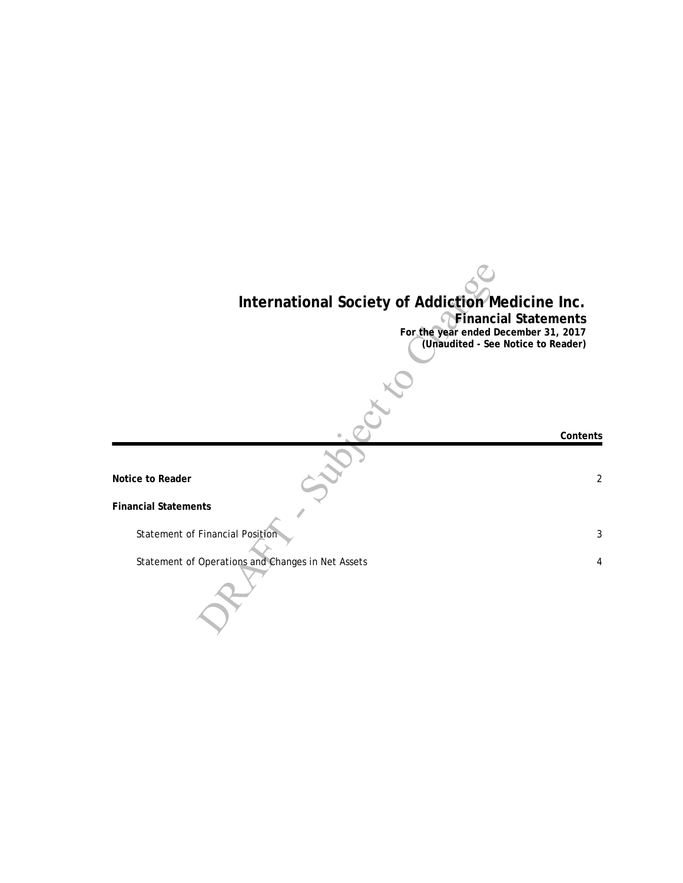# International Society of Addiction Medicine Inc.

## Financial Statements

**For the year ended December 31, 2017**
**(Unaudited - See Notice to Reader)**

DRAFT - Subject to Change

| | **Contents** |
|---|---|
| **Notice to Reader** | 2 |
| **Financial Statements** | |
| Statement of Financial Position | 3 |
| Statement of Operations and Changes in Net Assets | 4 |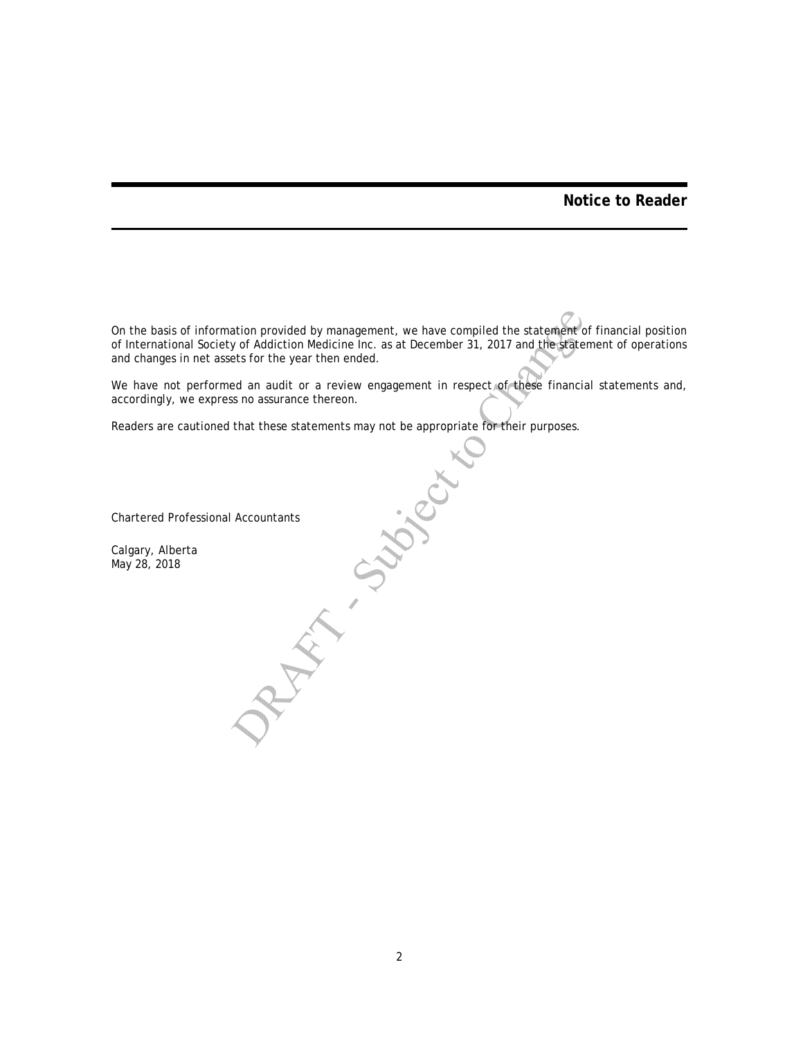## Notice to Reader

On the basis of information provided by management, we have compiled the statement of financial position of International Society of Addiction Medicine Inc. as at December 31, 2017 and the statement of operations and changes in net assets for the year then ended.

We have not performed an audit or a review engagement in respect of these financial statements and, accordingly, we express no assurance thereon.

Readers are cautioned that these statements may not be appropriate for their purposes.

Chartered Professional Accountants

Calgary, Alberta
May 28, 2018

DRAFT - Subject to Change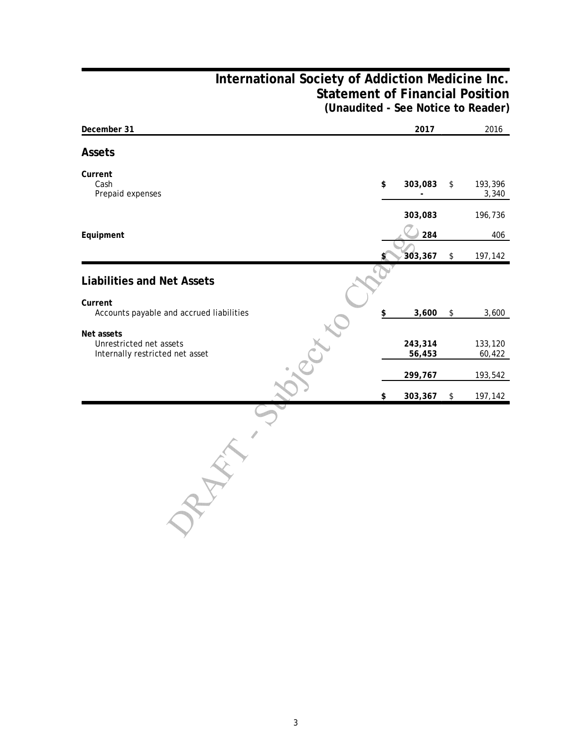# International Society of Addiction Medicine Inc.
## Statement of Financial Position
### (Unaudited - See Notice to Reader)

| December 31 | 2017 | 2016 |
|---|---|---|
| **Assets** | | |
| **Current** | | |
| Cash | **$ 303,083** | $ 193,396 |
| Prepaid expenses | **-** | 3,340 |
| | **303,083** | 196,736 |
| **Equipment** | **284** | 406 |
| | **$ 303,367** | $ 197,142 |
| **Liabilities and Net Assets** | | |
| **Current** | | |
| Accounts payable and accrued liabilities | **$ 3,600** | $ 3,600 |
| **Net assets** | | |
| Unrestricted net assets | **243,314** | 133,120 |
| Internally restricted net asset | **56,453** | 60,422 |
| | **299,767** | 193,542 |
| | **$ 303,367** | $ 197,142 |

DRAFT - Subject to Change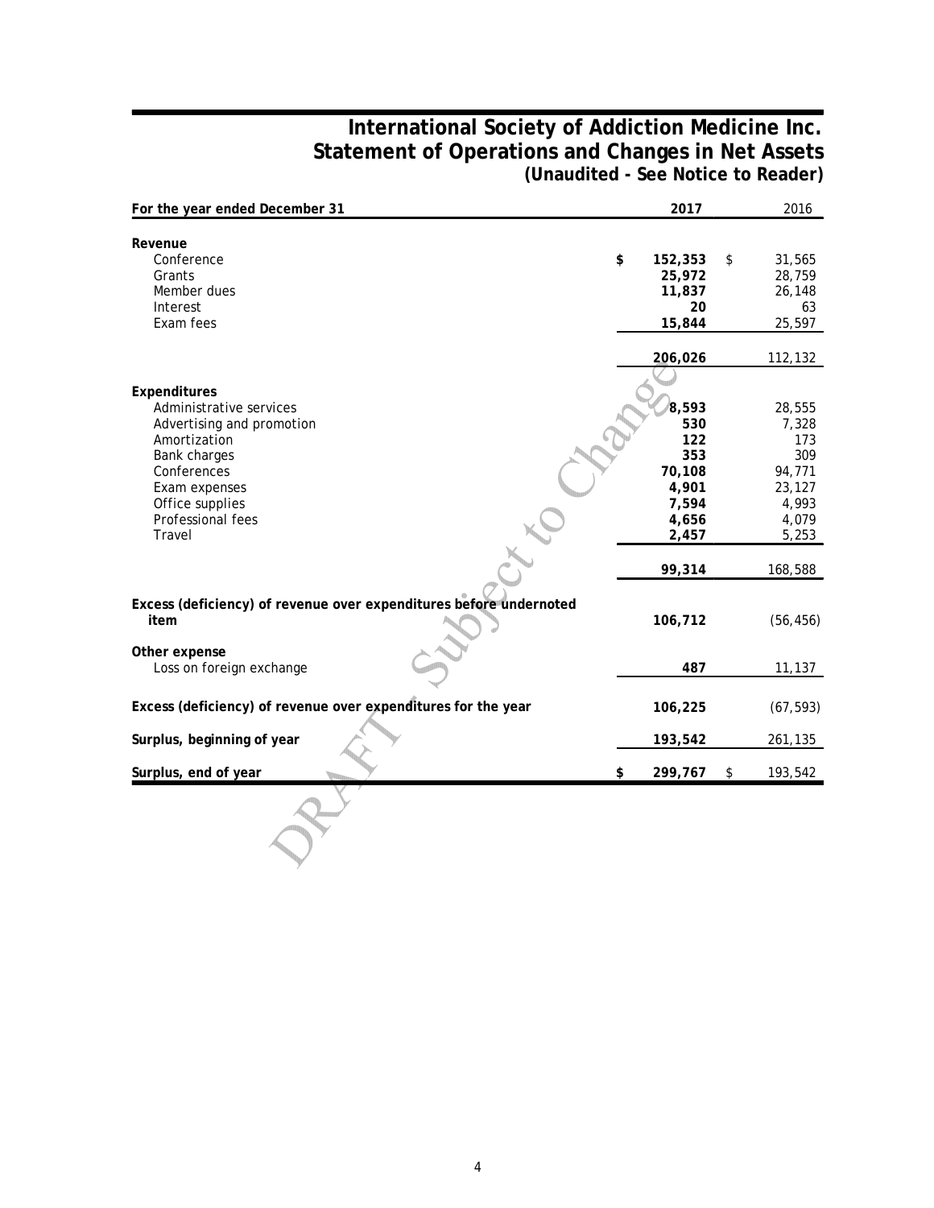# International Society of Addiction Medicine Inc.
# Statement of Operations and Changes in Net Assets
### (Unaudited - See Notice to Reader)

| For the year ended December 31 | 2017 | 2016 |
|---|---|---|
| **Revenue** | | |
| Conference | $ 152,353 | $ 31,565 |
| Grants | 25,972 | 28,759 |
| Member dues | 11,837 | 26,148 |
| Interest | 20 | 63 |
| Exam fees | 15,844 | 25,597 |
| | 206,026 | 112,132 |
| **Expenditures** | | |
| Administrative services | 8,593 | 28,555 |
| Advertising and promotion | 530 | 7,328 |
| Amortization | 122 | 173 |
| Bank charges | 353 | 309 |
| Conferences | 70,108 | 94,771 |
| Exam expenses | 4,901 | 23,127 |
| Office supplies | 7,594 | 4,993 |
| Professional fees | 4,656 | 4,079 |
| Travel | 2,457 | 5,253 |
| | 99,314 | 168,588 |
| **Excess (deficiency) of revenue over expenditures before undernoted item** | 106,712 | (56,456) |
| **Other expense** | | |
| Loss on foreign exchange | 487 | 11,137 |
| **Excess (deficiency) of revenue over expenditures for the year** | 106,225 | (67,593) |
| **Surplus, beginning of year** | 193,542 | 261,135 |
| **Surplus, end of year** | $ 299,767 | $ 193,542 |

DRAFT - Subject to Change